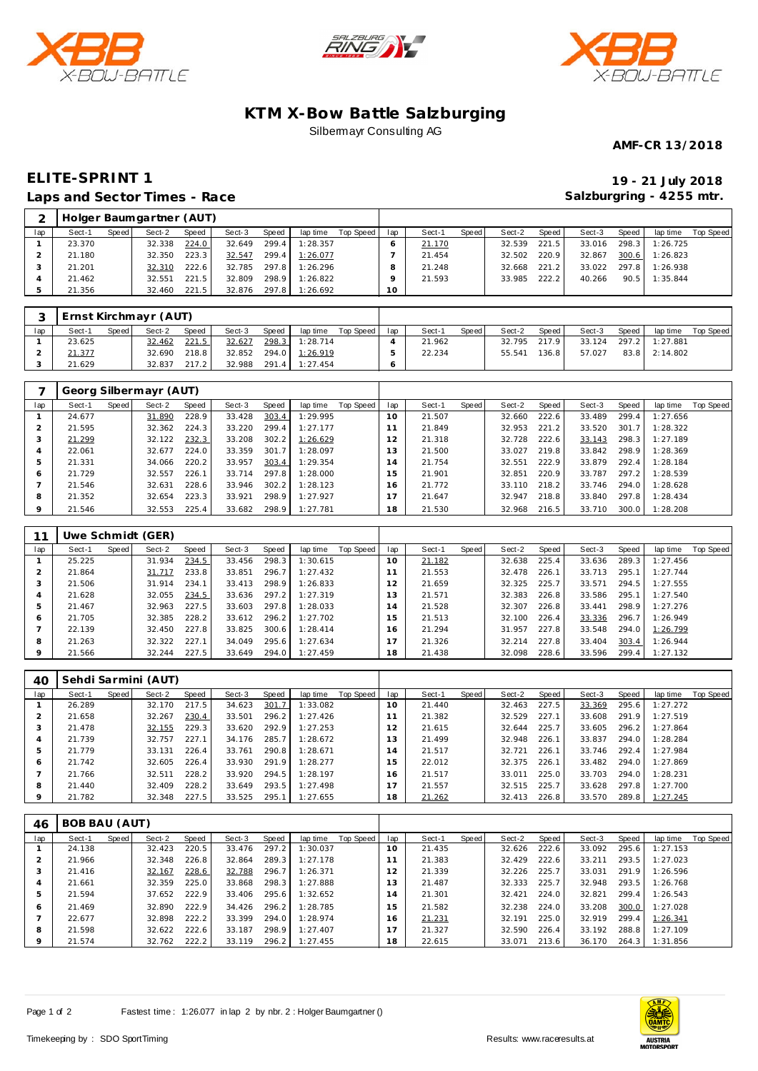# KTM X-Bow Battle Salzburging

Silbermayr Consulting AG

**AMF-CR 13/2018**

## ELITE-SPRINT 1

**19 - 21 July 2018**

### Laps and Sector Times - Race

**Salzburgring - 4255 mtr.**

| 2 | Holger Baumgartner (AUT) | | | | | | | | | | | | | | | | | |
|---|---|---|---|---|---|---|---|---|---|---|---|---|---|---|---|---|---|---|
| lap | Sect-1 | Speed | Sect-2 | Speed | Sect-3 | Speed | lap time | Top Speed | lap | Sect-1 | Speed | Sect-2 | Speed | Sect-3 | Speed | lap time | Top Speed |
| 1 | 23.370 | | 32.338 | 224.0 | 32.649 | 299.4 | 1:28.357 | | 6 | 21.170 | | 32.539 | 221.5 | 33.016 | 298.3 | 1:26.725 | |
| 2 | 21.180 | | 32.350 | 223.3 | 32.547 | 299.4 | 1:26.077 | | 7 | 21.454 | | 32.502 | 220.9 | 32.867 | 300.6 | 1:26.823 | |
| 3 | 21.201 | | 32.310 | 222.6 | 32.785 | 297.8 | 1:26.296 | | 8 | 21.248 | | 32.668 | 221.2 | 33.022 | 297.8 | 1:26.938 | |
| 4 | 21.462 | | 32.551 | 221.5 | 32.809 | 298.9 | 1:26.822 | | 9 | 21.593 | | 33.985 | 222.2 | 40.266 | 90.5 | 1:35.844 | |
| 5 | 21.356 | | 32.460 | 221.5 | 32.876 | 297.8 | 1:26.692 | | 10 | | | | | | | | |

| 3 | Ernst Kirchmayr (AUT) | | | | | | | | | | | | | | | | | |
|---|---|---|---|---|---|---|---|---|---|---|---|---|---|---|---|---|---|---|
| lap | Sect-1 | Speed | Sect-2 | Speed | Sect-3 | Speed | lap time | Top Speed | lap | Sect-1 | Speed | Sect-2 | Speed | Sect-3 | Speed | lap time | Top Speed |
| 1 | 23.625 | | 32.462 | 221.5 | 32.627 | 298.3 | 1:28.714 | | 4 | 21.962 | | 32.795 | 217.9 | 33.124 | 297.2 | 1:27.881 | |
| 2 | 21.377 | | 32.690 | 218.8 | 32.852 | 294.0 | 1:26.919 | | 5 | 22.234 | | 55.541 | 136.8 | 57.027 | 83.8 | 2:14.802 | |
| 3 | 21.629 | | 32.837 | 217.2 | 32.988 | 291.4 | 1:27.454 | | 6 | | | | | | | | |

| 7 | Georg Silbermayr (AUT) | | | | | | | | | | | | | | | | | |
|---|---|---|---|---|---|---|---|---|---|---|---|---|---|---|---|---|---|---|
| lap | Sect-1 | Speed | Sect-2 | Speed | Sect-3 | Speed | lap time | Top Speed | lap | Sect-1 | Speed | Sect-2 | Speed | Sect-3 | Speed | lap time | Top Speed |
| 1 | 24.677 | | 31.890 | 228.9 | 33.428 | 303.4 | 1:29.995 | | 10 | 21.507 | | 32.660 | 222.6 | 33.489 | 299.4 | 1:27.656 | |
| 2 | 21.595 | | 32.362 | 224.3 | 33.220 | 299.4 | 1:27.177 | | 11 | 21.849 | | 32.953 | 221.2 | 33.520 | 301.7 | 1:28.322 | |
| 3 | 21.299 | | 32.122 | 232.3 | 33.208 | 302.2 | 1:26.629 | | 12 | 21.318 | | 32.728 | 222.6 | 33.143 | 298.3 | 1:27.189 | |
| 4 | 22.061 | | 32.677 | 224.0 | 33.359 | 301.7 | 1:28.097 | | 13 | 21.500 | | 33.027 | 219.8 | 33.842 | 298.9 | 1:28.369 | |
| 5 | 21.331 | | 34.066 | 220.2 | 33.957 | 303.4 | 1:29.354 | | 14 | 21.754 | | 32.551 | 222.9 | 33.879 | 292.4 | 1:28.184 | |
| 6 | 21.729 | | 32.557 | 226.1 | 33.714 | 297.8 | 1:28.000 | | 15 | 21.901 | | 32.851 | 220.9 | 33.787 | 297.2 | 1:28.539 | |
| 7 | 21.546 | | 32.631 | 228.6 | 33.946 | 302.2 | 1:28.123 | | 16 | 21.772 | | 33.110 | 218.2 | 33.746 | 294.0 | 1:28.628 | |
| 8 | 21.352 | | 32.654 | 223.3 | 33.921 | 298.9 | 1:27.927 | | 17 | 21.647 | | 32.947 | 218.8 | 33.840 | 297.8 | 1:28.434 | |
| 9 | 21.546 | | 32.553 | 225.4 | 33.682 | 298.9 | 1:27.781 | | 18 | 21.530 | | 32.968 | 216.5 | 33.710 | 300.0 | 1:28.208 | |

| 11 | Uwe Schmidt (GER) | | | | | | | | | | | | | | | | | |
|---|---|---|---|---|---|---|---|---|---|---|---|---|---|---|---|---|---|---|
| lap | Sect-1 | Speed | Sect-2 | Speed | Sect-3 | Speed | lap time | Top Speed | lap | Sect-1 | Speed | Sect-2 | Speed | Sect-3 | Speed | lap time | Top Speed |
| 1 | 25.225 | | 31.934 | 234.5 | 33.456 | 298.3 | 1:30.615 | | 10 | 21.182 | | 32.638 | 225.4 | 33.636 | 289.3 | 1:27.456 | |
| 2 | 21.864 | | 31.717 | 233.8 | 33.851 | 296.7 | 1:27.432 | | 11 | 21.553 | | 32.478 | 226.1 | 33.713 | 295.1 | 1:27.744 | |
| 3 | 21.506 | | 31.914 | 234.1 | 33.413 | 298.9 | 1:26.833 | | 12 | 21.659 | | 32.325 | 225.7 | 33.571 | 294.5 | 1:27.555 | |
| 4 | 21.628 | | 32.055 | 234.5 | 33.636 | 297.2 | 1:27.319 | | 13 | 21.571 | | 32.383 | 226.8 | 33.586 | 295.1 | 1:27.540 | |
| 5 | 21.467 | | 32.963 | 227.5 | 33.603 | 297.8 | 1:28.033 | | 14 | 21.528 | | 32.307 | 226.8 | 33.441 | 298.9 | 1:27.276 | |
| 6 | 21.705 | | 32.385 | 228.2 | 33.612 | 296.2 | 1:27.702 | | 15 | 21.513 | | 32.100 | 226.4 | 33.336 | 296.7 | 1:26.949 | |
| 7 | 22.139 | | 32.450 | 227.8 | 33.825 | 300.6 | 1:28.414 | | 16 | 21.294 | | 31.957 | 227.8 | 33.548 | 294.0 | 1:26.799 | |
| 8 | 21.263 | | 32.322 | 227.1 | 34.049 | 295.6 | 1:27.634 | | 17 | 21.326 | | 32.214 | 227.8 | 33.404 | 303.4 | 1:26.944 | |
| 9 | 21.566 | | 32.244 | 227.5 | 33.649 | 294.0 | 1:27.459 | | 18 | 21.438 | | 32.098 | 228.6 | 33.596 | 299.4 | 1:27.132 | |

| 40 | Sehdi Sarmini (AUT) | | | | | | | | | | | | | | | | | |
|---|---|---|---|---|---|---|---|---|---|---|---|---|---|---|---|---|---|---|
| lap | Sect-1 | Speed | Sect-2 | Speed | Sect-3 | Speed | lap time | Top Speed | lap | Sect-1 | Speed | Sect-2 | Speed | Sect-3 | Speed | lap time | Top Speed |
| 1 | 26.289 | | 32.170 | 217.5 | 34.623 | 301.7 | 1:33.082 | | 10 | 21.440 | | 32.463 | 227.5 | 33.369 | 295.6 | 1:27.272 | |
| 2 | 21.658 | | 32.267 | 230.4 | 33.501 | 296.2 | 1:27.426 | | 11 | 21.382 | | 32.529 | 227.1 | 33.608 | 291.9 | 1:27.519 | |
| 3 | 21.478 | | 32.155 | 229.3 | 33.620 | 292.9 | 1:27.253 | | 12 | 21.615 | | 32.644 | 225.7 | 33.605 | 296.2 | 1:27.864 | |
| 4 | 21.739 | | 32.757 | 227.1 | 34.176 | 285.7 | 1:28.672 | | 13 | 21.499 | | 32.948 | 226.1 | 33.837 | 294.0 | 1:28.284 | |
| 5 | 21.779 | | 33.131 | 226.4 | 33.761 | 290.8 | 1:28.671 | | 14 | 21.517 | | 32.721 | 226.1 | 33.746 | 292.4 | 1:27.984 | |
| 6 | 21.742 | | 32.605 | 226.4 | 33.930 | 291.9 | 1:28.277 | | 15 | 22.012 | | 32.375 | 226.1 | 33.482 | 294.0 | 1:27.869 | |
| 7 | 21.766 | | 32.511 | 228.2 | 33.920 | 294.5 | 1:28.197 | | 16 | 21.517 | | 33.011 | 225.0 | 33.703 | 294.0 | 1:28.231 | |
| 8 | 21.440 | | 32.409 | 228.2 | 33.649 | 293.5 | 1:27.498 | | 17 | 21.557 | | 32.515 | 225.7 | 33.628 | 297.8 | 1:27.700 | |
| 9 | 21.782 | | 32.348 | 227.5 | 33.525 | 295.1 | 1:27.655 | | 18 | 21.262 | | 32.413 | 226.8 | 33.570 | 289.8 | 1:27.245 | |

| 46 | BOB BAU (AUT) | | | | | | | | | | | | | | | | | |
|---|---|---|---|---|---|---|---|---|---|---|---|---|---|---|---|---|---|---|
| lap | Sect-1 | Speed | Sect-2 | Speed | Sect-3 | Speed | lap time | Top Speed | lap | Sect-1 | Speed | Sect-2 | Speed | Sect-3 | Speed | lap time | Top Speed |
| 1 | 24.138 | | 32.423 | 220.5 | 33.476 | 297.2 | 1:30.037 | | 10 | 21.435 | | 32.626 | 222.6 | 33.092 | 295.6 | 1:27.153 | |
| 2 | 21.966 | | 32.348 | 226.8 | 32.864 | 289.3 | 1:27.178 | | 11 | 21.383 | | 32.429 | 222.6 | 33.211 | 293.5 | 1:27.023 | |
| 3 | 21.416 | | 32.167 | 228.6 | 32.788 | 296.7 | 1:26.371 | | 12 | 21.339 | | 32.226 | 225.7 | 33.031 | 291.9 | 1:26.596 | |
| 4 | 21.661 | | 32.359 | 225.0 | 33.868 | 298.3 | 1:27.888 | | 13 | 21.487 | | 32.333 | 225.7 | 32.948 | 293.5 | 1:26.768 | |
| 5 | 21.594 | | 37.652 | 222.9 | 33.406 | 295.6 | 1:32.652 | | 14 | 21.301 | | 32.421 | 224.0 | 32.821 | 299.4 | 1:26.543 | |
| 6 | 21.469 | | 32.890 | 222.9 | 34.426 | 296.2 | 1:28.785 | | 15 | 21.582 | | 32.238 | 224.0 | 33.208 | 300.0 | 1:27.028 | |
| 7 | 22.677 | | 32.898 | 222.2 | 33.399 | 294.0 | 1:28.974 | | 16 | 21.231 | | 32.191 | 225.0 | 32.919 | 299.4 | 1:26.341 | |
| 8 | 21.598 | | 32.622 | 222.6 | 33.187 | 298.9 | 1:27.407 | | 17 | 21.327 | | 32.590 | 226.4 | 33.192 | 288.8 | 1:27.109 | |
| 9 | 21.574 | | 32.762 | 222.2 | 33.119 | 296.2 | 1:27.455 | | 18 | 22.615 | | 33.071 | 213.6 | 36.170 | 264.3 | 1:31.856 | |

Fastest time : 1:26.077 in lap 2 by nbr. 2 : Holger Baumgartner ()

Timekeeping by : SDO SportTiming

Results: www.raceresults.at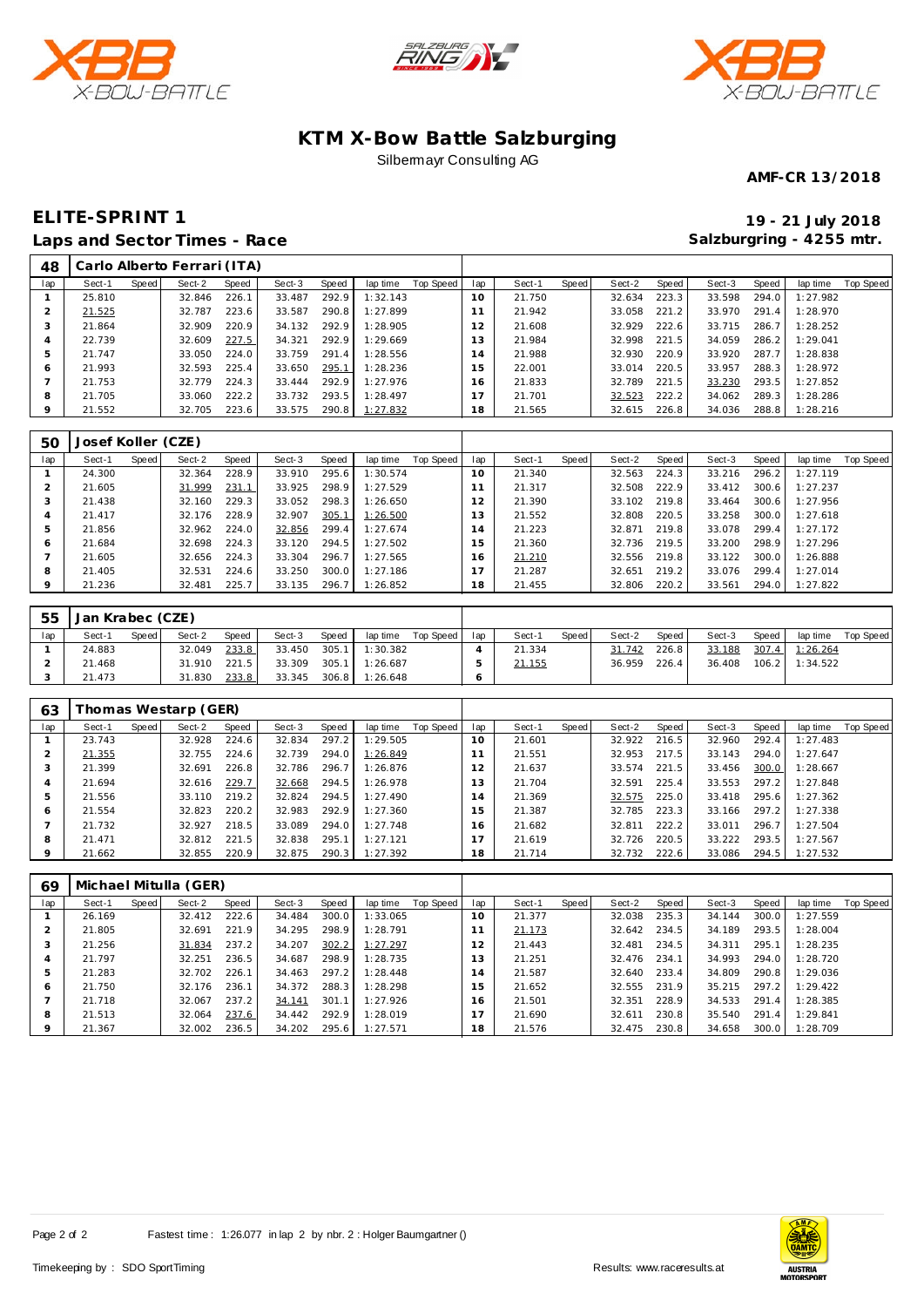# KTM X-Bow Battle Salzburging

Silbermayr Consulting AG

**AMF-CR 13/2018**

## ELITE-SPRINT 1

**19 - 21 July 2018**

### Laps and Sector Times - Race

**Salzburgring - 4255 mtr.**

| 48 | Carlo Alberto Ferrari (ITA) | | | | | | | | | | | | | | | | | | |
|---|---|---|---|---|---|---|---|---|---|---|---|---|---|---|---|---|---|---|---|
| lap | Sect-1 | Speed | Sect-2 | Speed | Sect-3 | Speed | lap time | Top Speed | lap | Sect-1 | Speed | Sect-2 | Speed | Sect-3 | Speed | lap time | Top Speed |
| 1 | 25.810 | | 32.846 | 226.1 | 33.487 | 292.9 | 1:32.143 | | 10 | 21.750 | | 32.634 | 223.3 | 33.598 | 294.0 | 1:27.982 | |
| 2 | 21.525 | | 32.787 | 223.6 | 33.587 | 290.8 | 1:27.899 | | 11 | 21.942 | | 33.058 | 221.2 | 33.970 | 291.4 | 1:28.970 | |
| 3 | 21.864 | | 32.909 | 220.9 | 34.132 | 292.9 | 1:28.905 | | 12 | 21.608 | | 32.929 | 222.6 | 33.715 | 286.7 | 1:28.252 | |
| 4 | 22.739 | | 32.609 | 227.5 | 34.321 | 292.9 | 1:29.669 | | 13 | 21.984 | | 32.998 | 221.5 | 34.059 | 286.2 | 1:29.041 | |
| 5 | 21.747 | | 33.050 | 224.0 | 33.759 | 291.4 | 1:28.556 | | 14 | 21.988 | | 32.930 | 220.9 | 33.920 | 287.7 | 1:28.838 | |
| 6 | 21.993 | | 32.593 | 225.4 | 33.650 | 295.1 | 1:28.236 | | 15 | 22.001 | | 33.014 | 220.5 | 33.957 | 288.3 | 1:28.972 | |
| 7 | 21.753 | | 32.779 | 224.3 | 33.444 | 292.9 | 1:27.976 | | 16 | 21.833 | | 32.789 | 221.5 | 33.230 | 293.5 | 1:27.852 | |
| 8 | 21.705 | | 33.060 | 222.2 | 33.732 | 293.5 | 1:28.497 | | 17 | 21.701 | | 32.523 | 222.2 | 34.062 | 289.3 | 1:28.286 | |
| 9 | 21.552 | | 32.705 | 223.6 | 33.575 | 290.8 | 1:27.832 | | 18 | 21.565 | | 32.615 | 226.8 | 34.036 | 288.8 | 1:28.216 | |

| 50 | Josef Koller (CZE) | | | | | | | | | | | | | | | | | |
|---|---|---|---|---|---|---|---|---|---|---|---|---|---|---|---|---|---|
| lap | Sect-1 | Speed | Sect-2 | Speed | Sect-3 | Speed | lap time | Top Speed | lap | Sect-1 | Speed | Sect-2 | Speed | Sect-3 | Speed | lap time | Top Speed |
| 1 | 24.300 | | 32.364 | 228.9 | 33.910 | 295.6 | 1:30.574 | | 10 | 21.340 | | 32.563 | 224.3 | 33.216 | 296.2 | 1:27.119 | |
| 2 | 21.605 | | 31.999 | 231.1 | 33.925 | 298.9 | 1:27.529 | | 11 | 21.317 | | 32.508 | 222.9 | 33.412 | 300.6 | 1:27.237 | |
| 3 | 21.438 | | 32.160 | 229.3 | 33.052 | 298.3 | 1:26.650 | | 12 | 21.390 | | 33.102 | 219.8 | 33.464 | 300.6 | 1:27.956 | |
| 4 | 21.417 | | 32.176 | 228.9 | 32.907 | 305.1 | 1:26.500 | | 13 | 21.552 | | 32.808 | 220.5 | 33.258 | 300.0 | 1:27.618 | |
| 5 | 21.856 | | 32.962 | 224.0 | 32.856 | 299.4 | 1:27.674 | | 14 | 21.223 | | 32.871 | 219.8 | 33.078 | 299.4 | 1:27.172 | |
| 6 | 21.684 | | 32.698 | 224.3 | 33.120 | 294.5 | 1:27.502 | | 15 | 21.360 | | 32.736 | 219.5 | 33.200 | 298.9 | 1:27.296 | |
| 7 | 21.605 | | 32.656 | 224.3 | 33.304 | 296.7 | 1:27.565 | | 16 | 21.210 | | 32.556 | 219.8 | 33.122 | 300.0 | 1:26.888 | |
| 8 | 21.405 | | 32.531 | 224.6 | 33.250 | 300.0 | 1:27.186 | | 17 | 21.287 | | 32.651 | 219.2 | 33.076 | 299.4 | 1:27.014 | |
| 9 | 21.236 | | 32.481 | 225.7 | 33.135 | 296.7 | 1:26.852 | | 18 | 21.455 | | 32.806 | 220.2 | 33.561 | 294.0 | 1:27.822 | |

| 55 | Jan Krabec (CZE) | | | | | | | | | | | | | | | | | |
|---|---|---|---|---|---|---|---|---|---|---|---|---|---|---|---|---|---|
| lap | Sect-1 | Speed | Sect-2 | Speed | Sect-3 | Speed | lap time | Top Speed | lap | Sect-1 | Speed | Sect-2 | Speed | Sect-3 | Speed | lap time | Top Speed |
| 1 | 24.883 | | 32.049 | 233.8 | 33.450 | 305.1 | 1:30.382 | | 4 | 21.334 | | 31.742 | 226.8 | 33.188 | 307.4 | 1:26.264 | |
| 2 | 21.468 | | 31.910 | 221.5 | 33.309 | 305.1 | 1:26.687 | | 5 | 21.155 | | 36.959 | 226.4 | 36.408 | 106.2 | 1:34.522 | |
| 3 | 21.473 | | 31.830 | 233.8 | 33.345 | 306.8 | 1:26.648 | | 6 | | | | | | | | |

| 63 | Thomas Westarp (GER) | | | | | | | | | | | | | | | | | |
|---|---|---|---|---|---|---|---|---|---|---|---|---|---|---|---|---|---|
| lap | Sect-1 | Speed | Sect-2 | Speed | Sect-3 | Speed | lap time | Top Speed | lap | Sect-1 | Speed | Sect-2 | Speed | Sect-3 | Speed | lap time | Top Speed |
| 1 | 23.743 | | 32.928 | 224.6 | 32.834 | 297.2 | 1:29.505 | | 10 | 21.601 | | 32.922 | 216.5 | 32.960 | 292.4 | 1:27.483 | |
| 2 | 21.355 | | 32.755 | 224.6 | 32.739 | 294.0 | 1:26.849 | | 11 | 21.551 | | 32.953 | 217.5 | 33.143 | 294.0 | 1:27.647 | |
| 3 | 21.399 | | 32.691 | 226.8 | 32.786 | 296.7 | 1:26.876 | | 12 | 21.637 | | 33.574 | 221.5 | 33.456 | 300.0 | 1:28.667 | |
| 4 | 21.694 | | 32.616 | 229.7 | 32.668 | 294.5 | 1:26.978 | | 13 | 21.704 | | 32.591 | 225.4 | 33.553 | 297.2 | 1:27.848 | |
| 5 | 21.556 | | 33.110 | 219.2 | 32.824 | 294.5 | 1:27.490 | | 14 | 21.369 | | 32.575 | 225.0 | 33.418 | 295.6 | 1:27.362 | |
| 6 | 21.554 | | 32.823 | 220.2 | 32.983 | 292.9 | 1:27.360 | | 15 | 21.387 | | 32.785 | 223.3 | 33.166 | 297.2 | 1:27.338 | |
| 7 | 21.732 | | 32.927 | 218.5 | 33.089 | 294.0 | 1:27.748 | | 16 | 21.682 | | 32.811 | 222.2 | 33.011 | 296.7 | 1:27.504 | |
| 8 | 21.471 | | 32.812 | 221.5 | 32.838 | 295.1 | 1:27.121 | | 17 | 21.619 | | 32.726 | 220.5 | 33.222 | 293.5 | 1:27.567 | |
| 9 | 21.662 | | 32.855 | 220.9 | 32.875 | 290.3 | 1:27.392 | | 18 | 21.714 | | 32.732 | 222.6 | 33.086 | 294.5 | 1:27.532 | |

| 69 | Michael Mitulla (GER) | | | | | | | | | | | | | | | | | |
|---|---|---|---|---|---|---|---|---|---|---|---|---|---|---|---|---|---|
| lap | Sect-1 | Speed | Sect-2 | Speed | Sect-3 | Speed | lap time | Top Speed | lap | Sect-1 | Speed | Sect-2 | Speed | Sect-3 | Speed | lap time | Top Speed |
| 1 | 26.169 | | 32.412 | 222.6 | 34.484 | 300.0 | 1:33.065 | | 10 | 21.377 | | 32.038 | 235.3 | 34.144 | 300.0 | 1:27.559 | |
| 2 | 21.805 | | 32.691 | 221.9 | 34.295 | 298.9 | 1:28.791 | | 11 | 21.173 | | 32.642 | 234.5 | 34.189 | 293.5 | 1:28.004 | |
| 3 | 21.256 | | 31.834 | 237.2 | 34.207 | 302.2 | 1:27.297 | | 12 | 21.443 | | 32.481 | 234.5 | 34.311 | 295.1 | 1:28.235 | |
| 4 | 21.797 | | 32.251 | 236.5 | 34.687 | 298.9 | 1:28.735 | | 13 | 21.251 | | 32.476 | 234.1 | 34.993 | 294.0 | 1:28.720 | |
| 5 | 21.283 | | 32.702 | 226.1 | 34.463 | 297.2 | 1:28.448 | | 14 | 21.587 | | 32.640 | 233.4 | 34.809 | 290.8 | 1:29.036 | |
| 6 | 21.750 | | 32.176 | 236.1 | 34.372 | 288.3 | 1:28.298 | | 15 | 21.652 | | 32.555 | 231.9 | 35.215 | 297.2 | 1:29.422 | |
| 7 | 21.718 | | 32.067 | 237.2 | 34.141 | 301.1 | 1:27.926 | | 16 | 21.501 | | 32.351 | 228.9 | 34.533 | 291.4 | 1:28.385 | |
| 8 | 21.513 | | 32.064 | 237.6 | 34.442 | 292.9 | 1:28.019 | | 17 | 21.690 | | 32.611 | 230.8 | 35.540 | 291.4 | 1:29.841 | |
| 9 | 21.367 | | 32.002 | 236.5 | 34.202 | 295.6 | 1:27.571 | | 18 | 21.576 | | 32.475 | 230.8 | 34.658 | 300.0 | 1:28.709 | |

Fastest time : 1:26.077 in lap 2 by nbr. 2 : Holger Baumgartner ()

Timekeeping by : SDO SportTiming

Results: www.raceresults.at